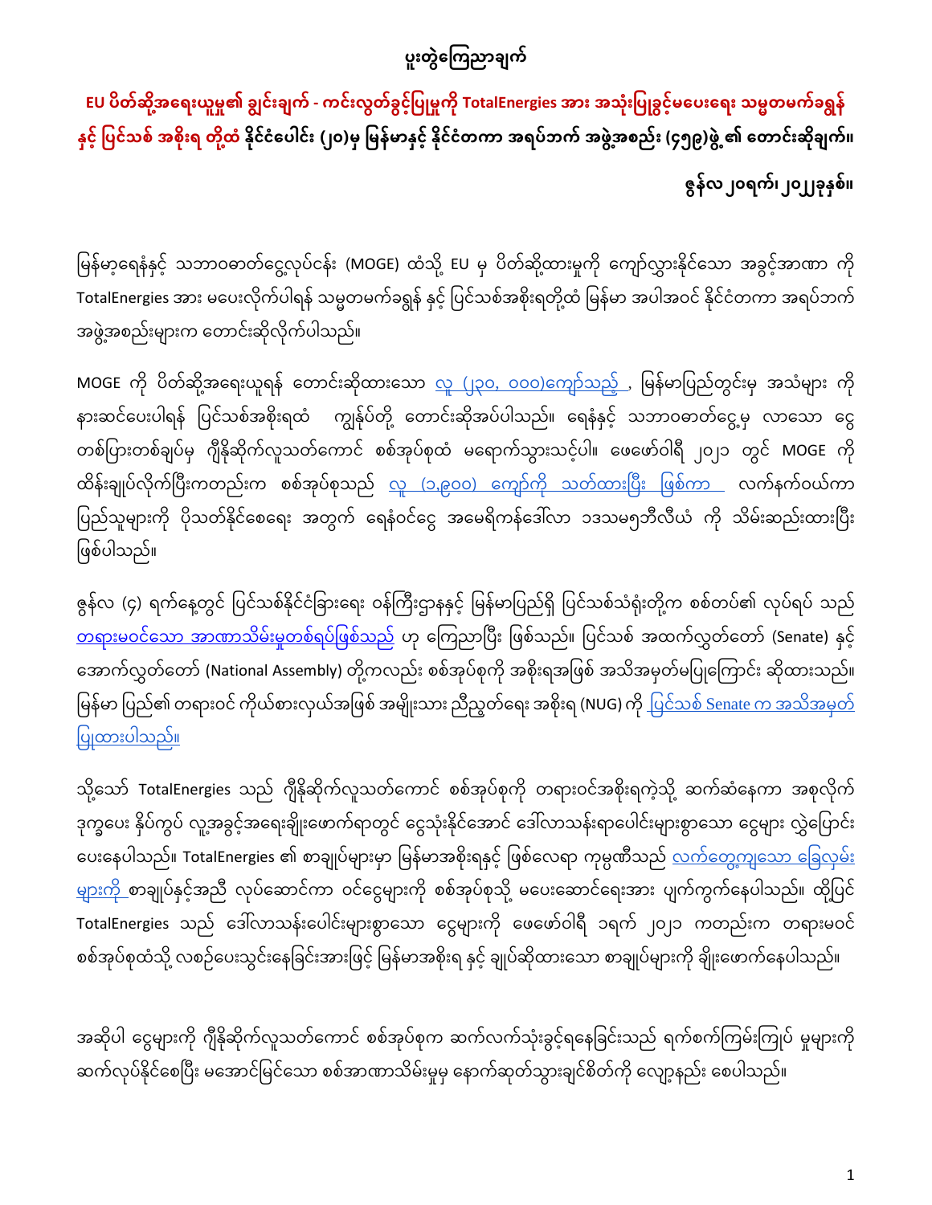# ပူးတွဲကြေညာချက်

**EU ပိတ်ဆို့အရေးယူမှု၏ ချွင်းချက် - ကင်းလွတ်ခွင့်ပြုမှုကို TotalEnergies အား အသုံးပြုခွင့်မပေးရေး သမ္မတမက်ခရွန် နှင့် ပြင်သစ် အစိုးရ တို့ထံ နိုင်ငံပေါင်း (၂၀)မှ မြန်မာနှင့် နိုင်ငံတကာ အရပ်ဘက် အဖွဲ့အစည်း (၄၅၉)ဖွဲ့ ၏ တောင်းဆိုချက်။**

**ဇွန်လ ၂၀ရက်၊ ၂၀၂၂ခုနှစ်။**

မြန်မာ့ရေနံနှင့် သဘာဝဓာတ်ငွေ့လုပ်ငန်း (MOGE) ထံသို့ EU မှ ပိတ်ဆို့ထားမှုကို ကျော်လွှားနိုင်သော အခွင့်အာဏာ ကို TotalEnergies အား မပေးလိုက်ပါရန် သမ္မတမက်ခရွန် နှင့် ပြင်သစ်အစိုးရတို့ထံ မြန်မာ အပါအဝင် နိုင်ငံတကာ အရပ်ဘက် အဖွဲ့အစည်းများက တောင်းဆိုလိုက်ပါသည်။

MOGE ကို ပိတ်ဆို့အရေးယူရန် တောင်းဆိုထားသော လူ (၂၃၀, ၀၀၀)ကျော်သည် , မြန်မာပြည်တွင်းမှ အသံများ ကို နားဆင်ပေးပါရန် ပြင်သစ်အစိုးရထံ ကျွန်ုပ်တို့ တောင်းဆိုအပ်ပါသည်။ ရေနံနှင့် သဘာဝဓာတ်ငွေ့မှ လာသော ငွေ တစ်ပြားတစ်ချပ်မှ ဂျီနိုဆိုက်လူသတ်ကောင် စစ်အုပ်စုထံ မရောက်သွားသင့်ပါ။ ဖေဖော်ဝါရီ ၂၀၂၁ တွင် MOGE ကို ထိန်းချုပ်လိုက်ပြီးကတည်းက စစ်အုပ်စုသည် လူ (၁,၉၀၀) ကျော်ကို သတ်ထားပြီး ဖြစ်ကာ လက်နက်ဝယ်ကာ ပြည်သူများကို ပိုသတ်နိုင်စေရေး အတွက် ရေနံဝင်ငွေ အမေရိကန်ဒေါ်လာ ၁ဒသမ၅ဘီလီယံ ကို သိမ်းဆည်းထားပြီး ဖြစ်ပါသည်။

ဇွန်လ (၄) ရက်နေ့တွင် ပြင်သစ်နိုင်ငံခြားရေး ဝန်ကြီးဌာနနှင့် မြန်မာပြည်ရှိ ပြင်သစ်သံရုံးတို့က စစ်တပ်၏ လုပ်ရပ် သည် တရားမဝင်သော အာဏာသိမ်းမှုတစ်ရပ်ဖြစ်သည် ဟု ကြေညာပြီး ဖြစ်သည်။ ပြင်သစ် အထက်လွှတ်တော် (Senate) နှင့် အောက်လွှတ်တော် (National Assembly) တို့ကလည်း စစ်အုပ်စုကို အစိုးရအဖြစ် အသိအမှတ်မပြုကြောင်း ဆိုထားသည်။ မြန်မာ ပြည်၏ တရားဝင် ကိုယ်စားလှယ်အဖြစ် အမျိုးသား ညီညွတ်ရေး အစိုးရ (NUG) ကို ပြင်သစ် Senate က အသိအမှတ် ပြုထားပါသည်။

သို့သော် TotalEnergies သည် ဂျီနိုဆိုက်လူသတ်ကောင် စစ်အုပ်စုကို တရားဝင်အစိုးရကဲ့သို့ ဆက်ဆံနေကာ အစုလိုက် ဒုက္ခပေး နှိပ်ကွပ် လူ့အခွင့်အရေးချိုးဖောက်ရာတွင် ငွေသုံးနိုင်အောင် ဒေါ်လာသန်းရာပေါင်းများစွာသော ငွေများ လွှဲပြောင်း ပေးနေပါသည်။ TotalEnergies ၏ စာချုပ်များမှာ မြန်မာအစိုးရနှင့် ဖြစ်လေရာ ကုမ္ပဏီသည် လက်တွေ့ကျသော ခြေလှမ်း များကို စာချုပ်နှင့်အညီ လုပ်ဆောင်ကာ ဝင်ငွေများကို စစ်အုပ်စုသို့ မပေးဆောင်ရေးအား ပျက်ကွက်နေပါသည်။ ထို့ပြင် TotalEnergies သည် ဒေါ်လာသန်းပေါင်းများစွာသော ငွေများကို ဖေဖော်ဝါရီ ၁ရက် ၂၀၂၁ ကတည်းက တရားမဝင် စစ်အုပ်စုထံသို့ လစဉ်ပေးသွင်းနေခြင်းအားဖြင့် မြန်မာအစိုးရ နှင့် ချုပ်ဆိုထားသော စာချုပ်များကို ချိုးဖောက်နေပါသည်။

အဆိုပါ ငွေများကို ဂျီနိုဆိုက်လူသတ်ကောင် စစ်အုပ်စုက ဆက်လက်သုံးခွင့်ရနေခြင်းသည် ရက်စက်ကြမ်းကြုပ် မှုများကို ဆက်လုပ်နိုင်စေပြီး မအောင်မြင်သော စစ်အာဏာသိမ်းမှုမှ နောက်ဆုတ်သွားချင်စိတ်ကို လျော့နည်း စေပါသည်။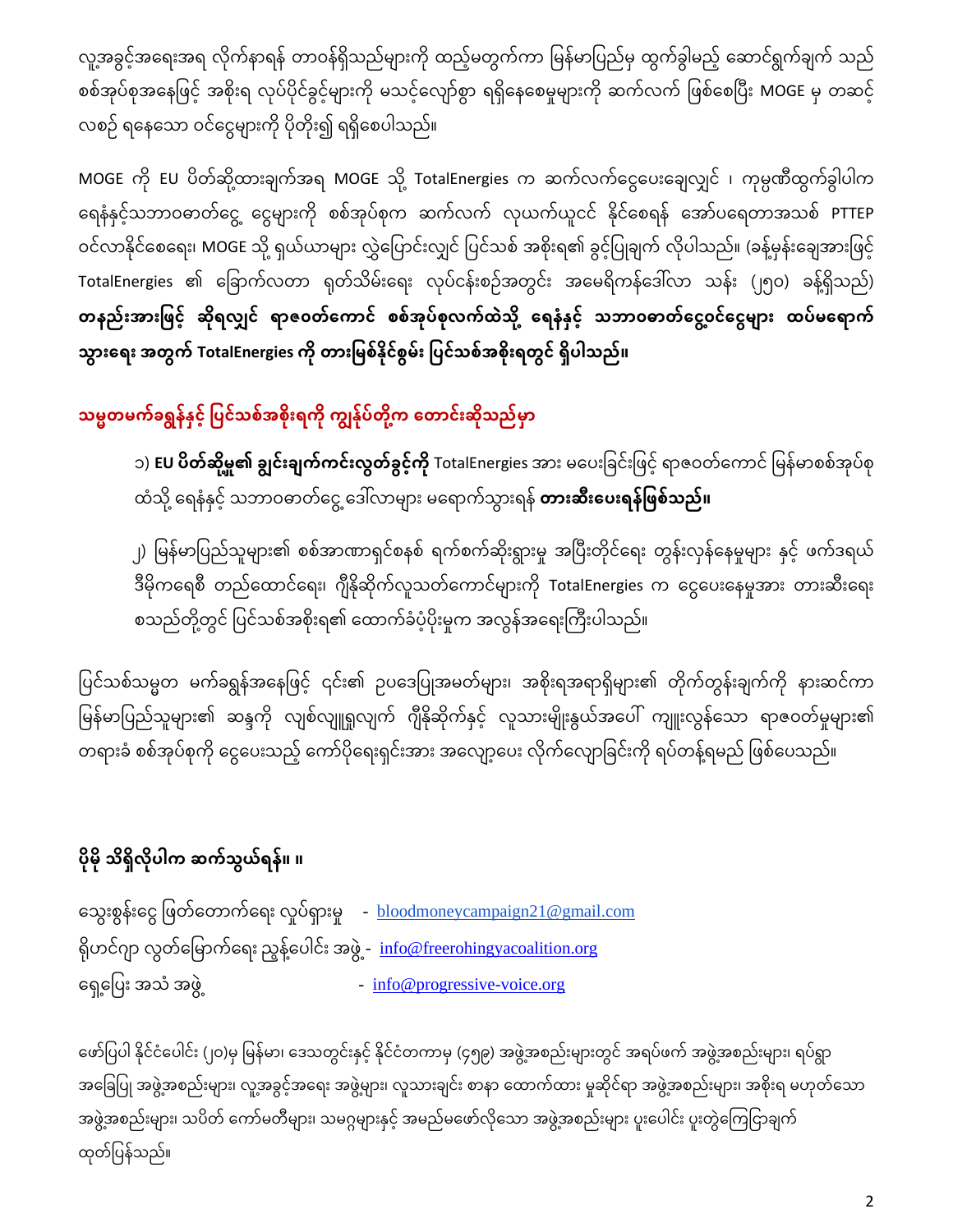လူ့အခွင့်အရေးအရ လိုက်နာရန် တာဝန်ရှိသည်များကို ထည့်မတွက်ကာ မြန်မာပြည်မှ ထွက်ခွါမည့် ဆောင်ရွက်ချက် သည် စစ်အုပ်စုအနေဖြင့် အစိုးရ လုပ်ပိုင်ခွင့်များကို မသင့်လျော်စွာ ရရှိနေစေမှုများကို ဆက်လက် ဖြစ်စေပြီး MOGE မှ တဆင့် လစဉ် ရနေသော ဝင်ငွေများကို ပိုတိုး၍ ရရှိစေပါသည်။

MOGE ကို EU ပိတ်ဆို့ထားချက်အရ MOGE သို့ TotalEnergies က ဆက်လက်ငွေပေးချေလျှင် ၊ ကုမ္ပဏီထွက်ခွါပါက ရေနံနှင့်သဘာဝဓာတ်ငွေ့ ငွေများကို စစ်အုပ်စုက ဆက်လက် လုယက်ယူငင် နိုင်စေရန် အော်ပရေတာအသစ် PTTEP ဝင်လာနိုင်စေရေး၊ MOGE သို့ ရှယ်ယာများ လွှဲပြောင်းလျှင် ပြင်သစ် အစိုးရ၏ ခွင့်ပြုချက် လိုပါသည်။ (ခန့်မှန်းချေအားဖြင့် TotalEnergies ၏ ခြောက်လတာ ရတ်သိမ်းရေး လုပ်ငန်းစဉ်အတွင်း အမေရိကန်ဒေါ်လာ သန်း (၂၅၀) ခန့်ရှိသည်) **တနည်းအားဖြင့် ဆိုရလျှင် ရာဇဝတ်ကောင် စစ်အုပ်စုလက်ထဲသို့ ရေနံနှင့် သဘာဝဓာတ်ငွေ့ဝင်ငွေများ ထပ်မရောက်သွားရေး အတွက် TotalEnergies ကို တားမြစ်နိုင်စွမ်း ပြင်သစ်အစိုးရတွင် ရှိပါသည်။**

## သမ္မတမက်ခရွန်နှင့် ပြင်သစ်အစိုးရကို ကျွန်ုပ်တို့က တောင်းဆိုသည်မှာ

၁) **EU ပိတ်ဆို့မှု၏ ချွင်းချက်ကင်းလွတ်ခွင့်ကို** TotalEnergies အား မပေးခြင်းဖြင့် ရာဇဝတ်ကောင် မြန်မာစစ်အုပ်စု ထံသို့ ရေနံနှင့် သဘာဝဓာတ်ငွေ့ ဒေါ်လာများ မရောက်သွားရန် **တားဆီးပေးရန်ဖြစ်သည်။**

၂) မြန်မာပြည်သူများ၏ စစ်အာဏာရှင်စနစ် ရက်စက်ဆိုးရွားမှု အပြီးတိုင်ရေး တွန်းလှန်နေမှုများ နှင့် ဖက်ဒရယ် ဒီမိုကရေစီ တည်ထောင်ရေး၊ ဂျီနိုဆိုက်လူသတ်ကောင်များကို TotalEnergies က ငွေပေးနေမှုအား တားဆီးရေး စသည်တို့တွင် ပြင်သစ်အစိုးရ၏ ထောက်ခံပံ့ပိုးမှုက အလွန်အရေးကြီးပါသည်။

ပြင်သစ်သမ္မတ မက်ခရွန်အနေဖြင့် ၎င်း၏ ဥပဒေပြုအမတ်များ၊ အစိုးရအရာရှိများ၏ တိုက်တွန်းချက်ကို နားဆင်ကာ မြန်မာပြည်သူများ၏ ဆန္ဒကို လျစ်လျူရှုလျက် ဂျီနိုဆိုက်နှင့် လူသားမျိုးနွယ်အပေါ် ကျူးလွန်သော ရာဇဝတ်မှုများ၏ တရားခံ စစ်အုပ်စုကို ငွေပေးသည့် ကော်ပိုရေးရှင်းအား အလျော့ပေး လိုက်လျောခြင်းကို ရပ်တန့်ရမည် ဖြစ်ပေသည်။

## ပိုမို သိရှိလိုပါက ဆက်သွယ်ရန်။ ။

သွေးစွန်းငွေ ဖြတ်တောက်ရေး လှုပ်ရှားမှု - bloodmoneycampaign21@gmail.com

ရိုဟင်ဂျာ လွတ်မြောက်ရေး ညွန့်ပေါင်း အဖွဲ့ - info@freerohingyacoalition.org

ရှေ့ပြေး အသံ အဖွဲ့ - info@progressive-voice.org

ဖော်ပြပါ နိုင်ငံပေါင်း (၂၀)မှ မြန်မာ၊ ဒေသတွင်းနှင့် နိုင်ငံတကာမှ (၄၅၉) အဖွဲ့အစည်းများတွင် အရပ်ဖက် အဖွဲ့အစည်းများ၊ ရပ်ရွာ အခြေပြု အဖွဲ့အစည်းများ၊ လူ့အခွင့်အရေး အဖွဲ့များ၊ လူသားချင်း စာနာ ထောက်ထား မှုဆိုင်ရာ အဖွဲ့အစည်းများ၊ အစိုးရ မဟုတ်သော အဖွဲ့အစည်းများ၊ သပိတ် ကော်မတီများ၊ သမဂ္ဂများနှင့် အမည်မဖော်လိုသော အဖွဲ့အစည်းများ ပူးပေါင်း ပူးတွဲကြေငြာချက် ထုတ်ပြန်သည်။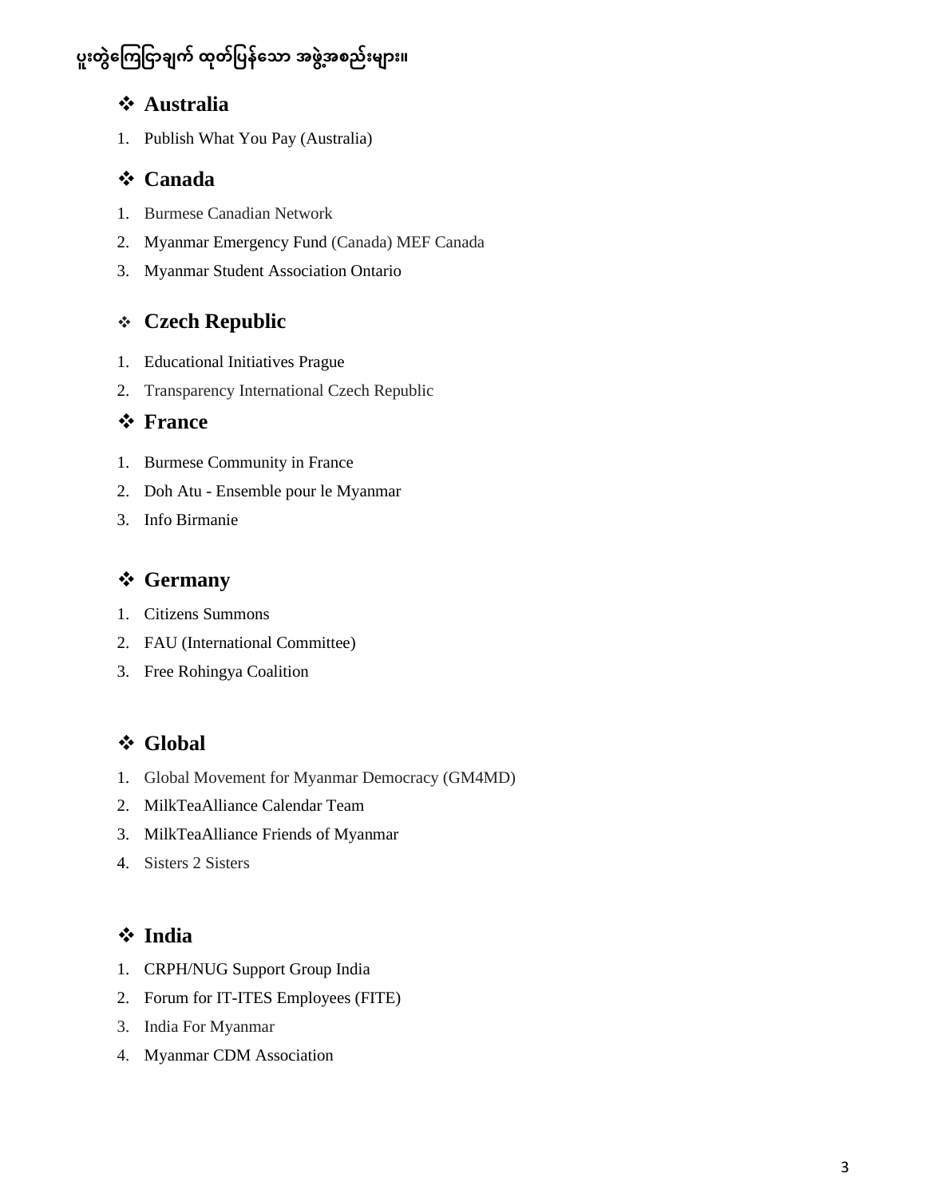## ပူးတွဲကြေငြာချက် ထုတ်ပြန်သော အဖွဲ့အစည်းများ။

### ❖ Australia

1. Publish What You Pay (Australia)

### ❖ Canada

1. Burmese Canadian Network
2. Myanmar Emergency Fund (Canada) MEF Canada
3. Myanmar Student Association Ontario

### ❖ Czech Republic

1. Educational Initiatives Prague
2. Transparency International Czech Republic

### ❖ France

1. Burmese Community in France
2. Doh Atu - Ensemble pour le Myanmar
3. Info Birmanie

### ❖ Germany

1. Citizens Summons
2. FAU (International Committee)
3. Free Rohingya Coalition

### ❖ Global

1. Global Movement for Myanmar Democracy (GM4MD)
2. MilkTeaAlliance Calendar Team
3. MilkTeaAlliance Friends of Myanmar
4. Sisters 2 Sisters

### ❖ India

1. CRPH/NUG Support Group India
2. Forum for IT-ITES Employees (FITE)
3. India For Myanmar
4. Myanmar CDM Association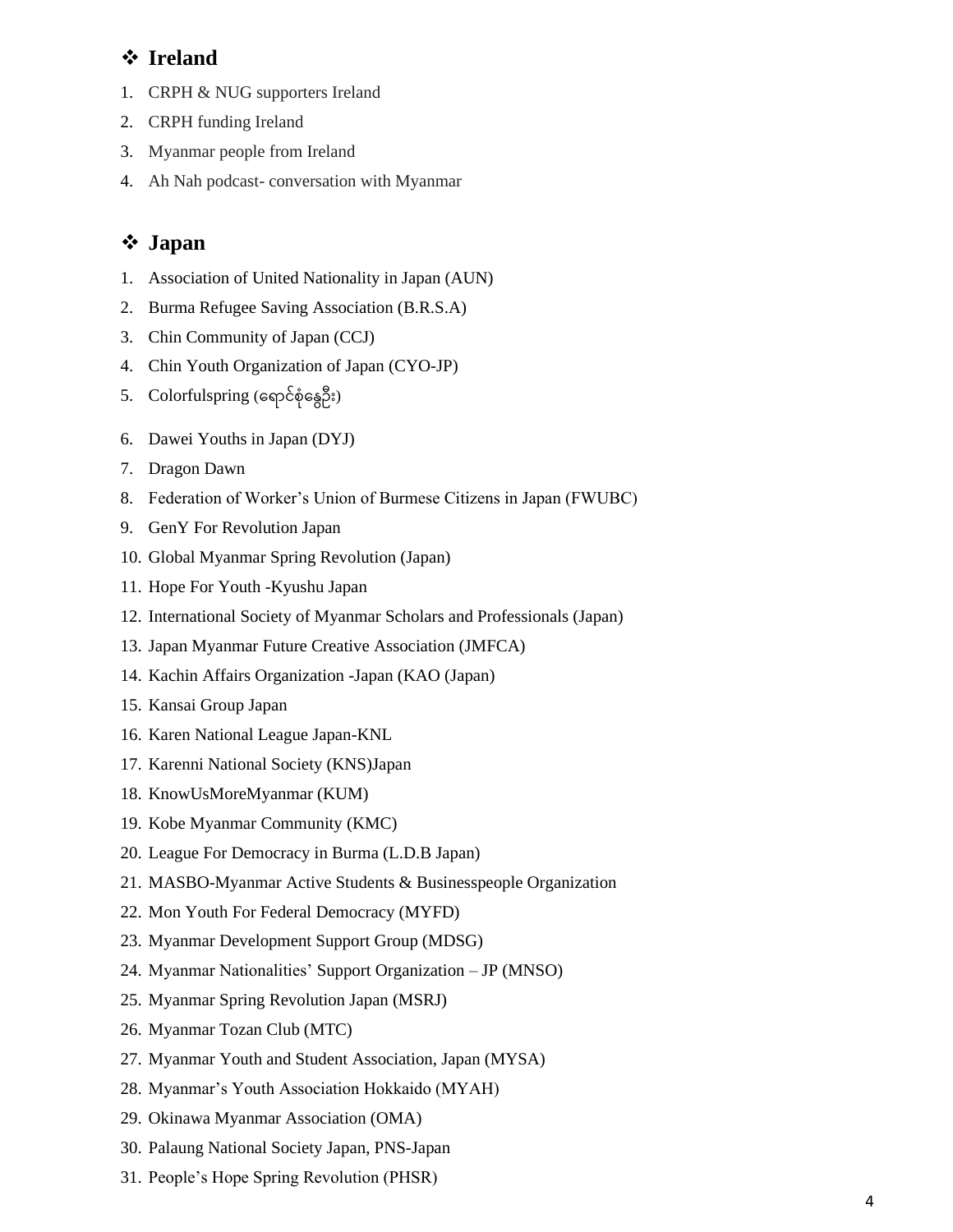## ❖ Ireland

1. CRPH & NUG supporters Ireland
2. CRPH funding Ireland
3. Myanmar people from Ireland
4. Ah Nah podcast- conversation with Myanmar

## ❖ Japan

1. Association of United Nationality in Japan (AUN)
2. Burma Refugee Saving Association (B.R.S.A)
3. Chin Community of Japan (CCJ)
4. Chin Youth Organization of Japan (CYO-JP)
5. Colorfulspring (ရောင်စုံနွေဦး)
6. Dawei Youths in Japan (DYJ)
7. Dragon Dawn
8. Federation of Worker's Union of Burmese Citizens in Japan (FWUBC)
9. GenY For Revolution Japan
10. Global Myanmar Spring Revolution (Japan)
11. Hope For Youth -Kyushu Japan
12. International Society of Myanmar Scholars and Professionals (Japan)
13. Japan Myanmar Future Creative Association (JMFCA)
14. Kachin Affairs Organization -Japan (KAO (Japan)
15. Kansai Group Japan
16. Karen National League Japan-KNL
17. Karenni National Society (KNS)Japan
18. KnowUsMoreMyanmar (KUM)
19. Kobe Myanmar Community (KMC)
20. League For Democracy in Burma (L.D.B Japan)
21. MASBO-Myanmar Active Students & Businesspeople Organization
22. Mon Youth For Federal Democracy (MYFD)
23. Myanmar Development Support Group (MDSG)
24. Myanmar Nationalities' Support Organization – JP (MNSO)
25. Myanmar Spring Revolution Japan (MSRJ)
26. Myanmar Tozan Club (MTC)
27. Myanmar Youth and Student Association, Japan (MYSA)
28. Myanmar's Youth Association Hokkaido (MYAH)
29. Okinawa Myanmar Association (OMA)
30. Palaung National Society Japan, PNS-Japan
31. People's Hope Spring Revolution (PHSR)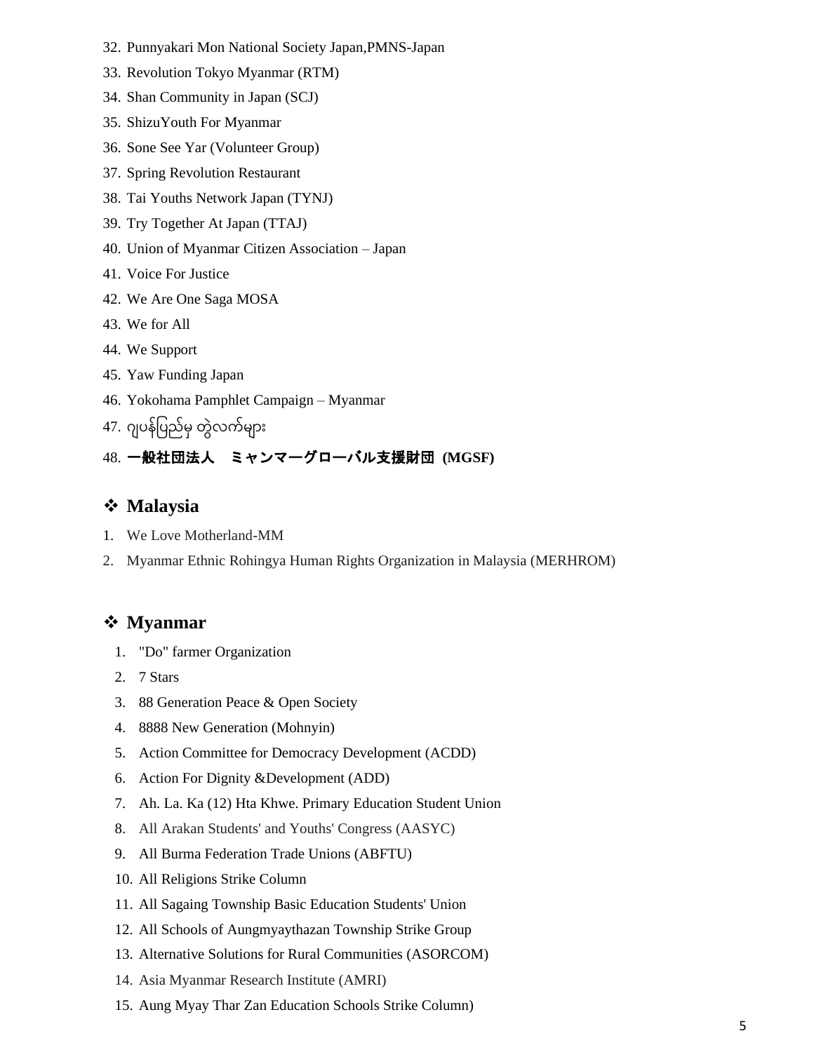32. Punnyakari Mon National Society Japan,PMNS-Japan
33. Revolution Tokyo Myanmar (RTM)
34. Shan Community in Japan (SCJ)
35. ShizuYouth For Myanmar
36. Sone See Yar (Volunteer Group)
37. Spring Revolution Restaurant
38. Tai Youths Network Japan (TYNJ)
39. Try Together At Japan (TTAJ)
40. Union of Myanmar Citizen Association – Japan
41. Voice For Justice
42. We Are One Saga MOSA
43. We for All
44. We Support
45. Yaw Funding Japan
46. Yokohama Pamphlet Campaign – Myanmar
47. ဂျပန်ပြည်မှ တွဲလက်များ
48. **一般社団法人　ミャンマーグローバル支援財団 (MGSF)**

## ❖ Malaysia

1. We Love Motherland-MM
2. Myanmar Ethnic Rohingya Human Rights Organization in Malaysia (MERHROM)

## ❖ Myanmar

1. "Do" farmer Organization
2. 7 Stars
3. 88 Generation Peace & Open Society
4. 8888 New Generation (Mohnyin)
5. Action Committee for Democracy Development (ACDD)
6. Action For Dignity &Development (ADD)
7. Ah. La. Ka (12) Hta Khwe. Primary Education Student Union
8. All Arakan Students' and Youths' Congress (AASYC)
9. All Burma Federation Trade Unions (ABFTU)
10. All Religions Strike Column
11. All Sagaing Township Basic Education Students' Union
12. All Schools of Aungmyaythazan Township Strike Group
13. Alternative Solutions for Rural Communities (ASORCOM)
14. Asia Myanmar Research Institute (AMRI)
15. Aung Myay Thar Zan Education Schools Strike Column)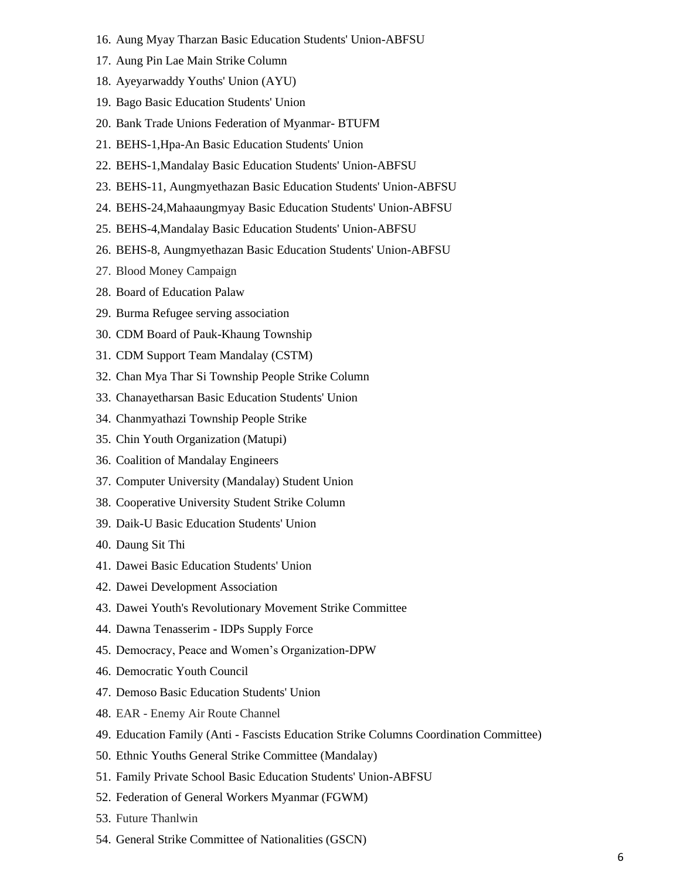16. Aung Myay Tharzan Basic Education Students' Union-ABFSU
17. Aung Pin Lae Main Strike Column
18. Ayeyarwaddy Youths' Union (AYU)
19. Bago Basic Education Students' Union
20. Bank Trade Unions Federation of Myanmar- BTUFM
21. BEHS-1,Hpa-An Basic Education Students' Union
22. BEHS-1,Mandalay Basic Education Students' Union-ABFSU
23. BEHS-11, Aungmyethazan Basic Education Students' Union-ABFSU
24. BEHS-24,Mahaaungmyay Basic Education Students' Union-ABFSU
25. BEHS-4,Mandalay Basic Education Students' Union-ABFSU
26. BEHS-8, Aungmyethazan Basic Education Students' Union-ABFSU
27. Blood Money Campaign
28. Board of Education Palaw
29. Burma Refugee serving association
30. CDM Board of Pauk-Khaung Township
31. CDM Support Team Mandalay (CSTM)
32. Chan Mya Thar Si Township People Strike Column
33. Chanayetharsan Basic Education Students' Union
34. Chanmyathazi Township People Strike
35. Chin Youth Organization (Matupi)
36. Coalition of Mandalay Engineers
37. Computer University (Mandalay) Student Union
38. Cooperative University Student Strike Column
39. Daik-U Basic Education Students' Union
40. Daung Sit Thi
41. Dawei Basic Education Students' Union
42. Dawei Development Association
43. Dawei Youth's Revolutionary Movement Strike Committee
44. Dawna Tenasserim - IDPs Supply Force
45. Democracy, Peace and Women's Organization-DPW
46. Democratic Youth Council
47. Demoso Basic Education Students' Union
48. EAR - Enemy Air Route Channel
49. Education Family (Anti - Fascists Education Strike Columns Coordination Committee)
50. Ethnic Youths General Strike Committee (Mandalay)
51. Family Private School Basic Education Students' Union-ABFSU
52. Federation of General Workers Myanmar (FGWM)
53. Future Thanlwin
54. General Strike Committee of Nationalities (GSCN)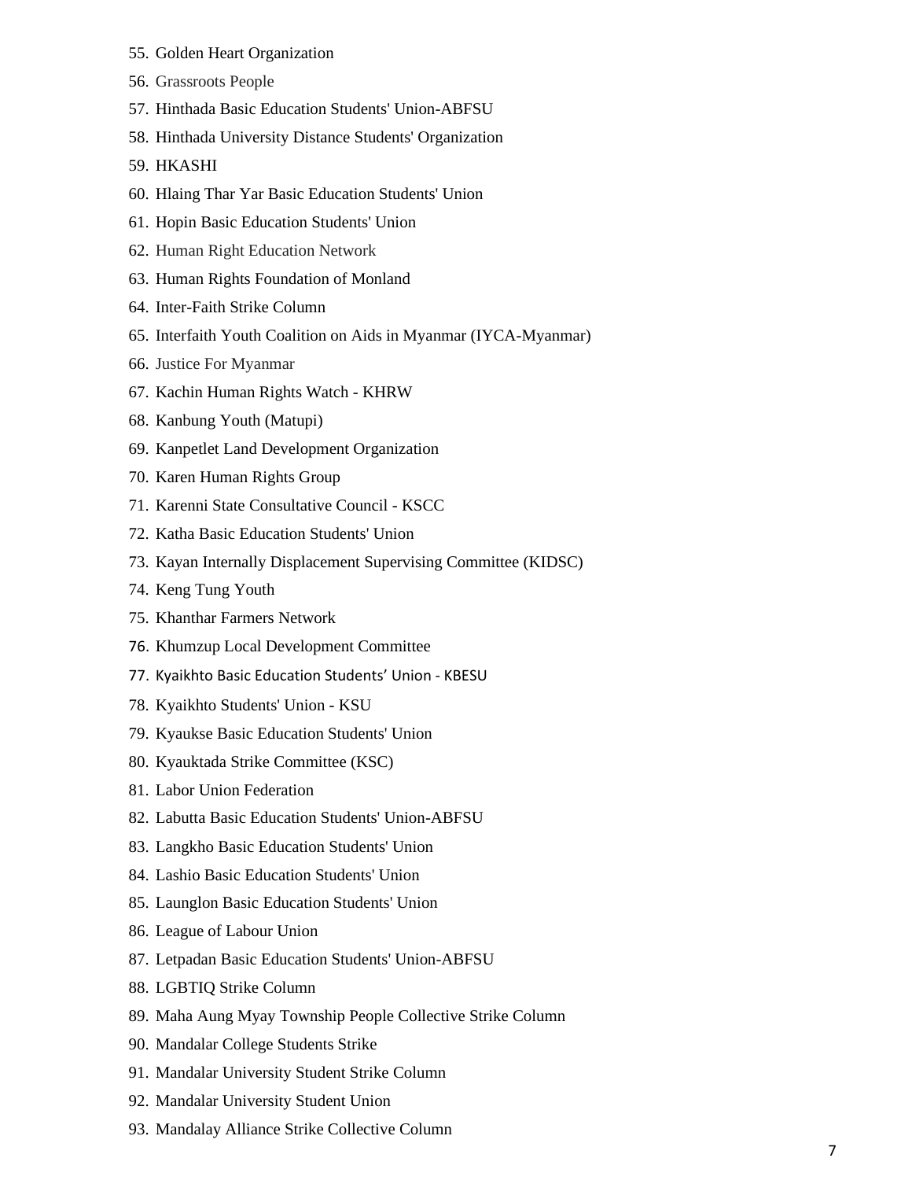55. Golden Heart Organization
56. Grassroots People
57. Hinthada Basic Education Students' Union-ABFSU
58. Hinthada University Distance Students' Organization
59. HKASHI
60. Hlaing Thar Yar Basic Education Students' Union
61. Hopin Basic Education Students' Union
62. Human Right Education Network
63. Human Rights Foundation of Monland
64. Inter-Faith Strike Column
65. Interfaith Youth Coalition on Aids in Myanmar (IYCA-Myanmar)
66. Justice For Myanmar
67. Kachin Human Rights Watch - KHRW
68. Kanbung Youth (Matupi)
69. Kanpetlet Land Development Organization
70. Karen Human Rights Group
71. Karenni State Consultative Council - KSCC
72. Katha Basic Education Students' Union
73. Kayan Internally Displacement Supervising Committee (KIDSC)
74. Keng Tung Youth
75. Khanthar Farmers Network
76. Khumzup Local Development Committee
77. Kyaikhto Basic Education Students' Union - KBESU
78. Kyaikhto Students' Union - KSU
79. Kyaukse Basic Education Students' Union
80. Kyauktada Strike Committee (KSC)
81. Labor Union Federation
82. Labutta Basic Education Students' Union-ABFSU
83. Langkho Basic Education Students' Union
84. Lashio Basic Education Students' Union
85. Launglon Basic Education Students' Union
86. League of Labour Union
87. Letpadan Basic Education Students' Union-ABFSU
88. LGBTIQ Strike Column
89. Maha Aung Myay Township People Collective Strike Column
90. Mandalar College Students Strike
91. Mandalar University Student Strike Column
92. Mandalar University Student Union
93. Mandalay Alliance Strike Collective Column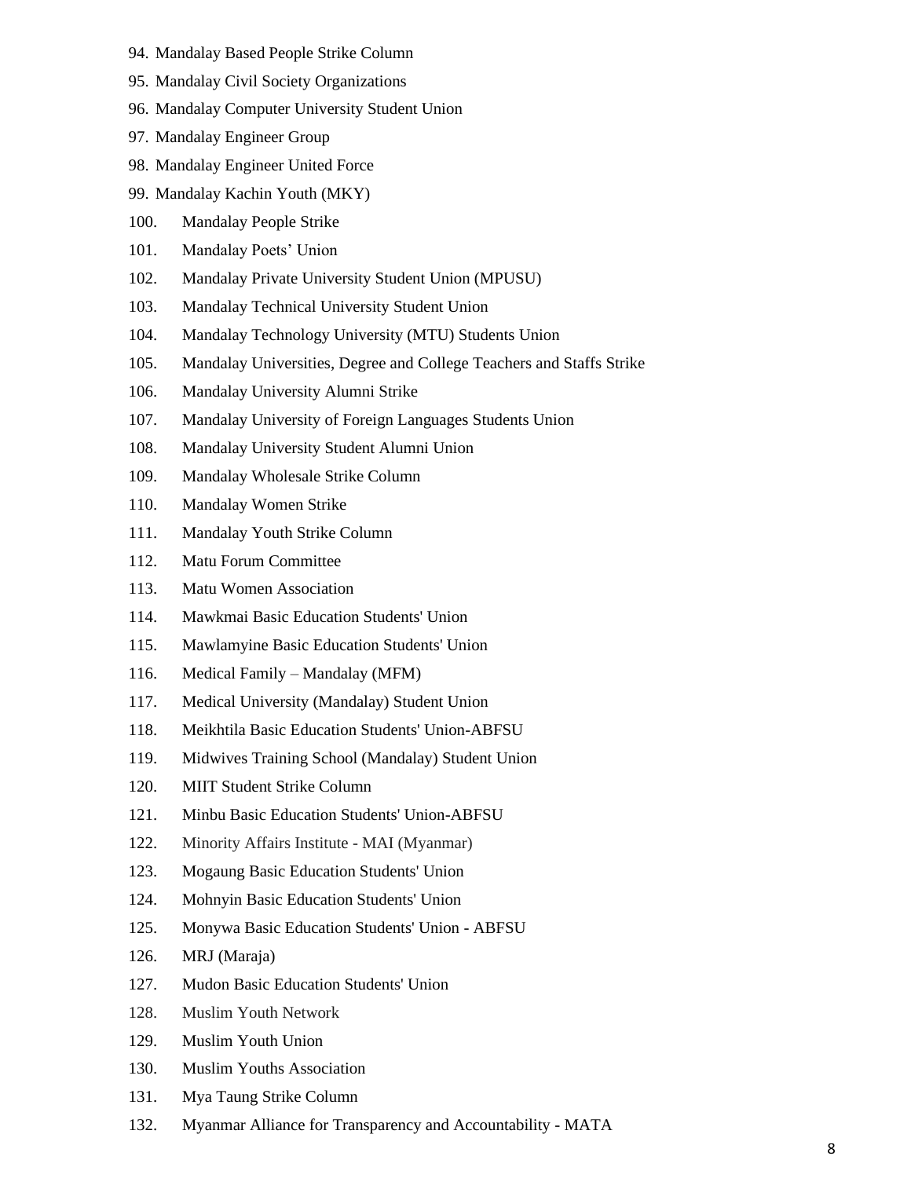94. Mandalay Based People Strike Column
95. Mandalay Civil Society Organizations
96. Mandalay Computer University Student Union
97. Mandalay Engineer Group
98. Mandalay Engineer United Force
99. Mandalay Kachin Youth (MKY)
100. Mandalay People Strike
101. Mandalay Poets' Union
102. Mandalay Private University Student Union (MPUSU)
103. Mandalay Technical University Student Union
104. Mandalay Technology University (MTU) Students Union
105. Mandalay Universities, Degree and College Teachers and Staffs Strike
106. Mandalay University Alumni Strike
107. Mandalay University of Foreign Languages Students Union
108. Mandalay University Student Alumni Union
109. Mandalay Wholesale Strike Column
110. Mandalay Women Strike
111. Mandalay Youth Strike Column
112. Matu Forum Committee
113. Matu Women Association
114. Mawkmai Basic Education Students' Union
115. Mawlamyine Basic Education Students' Union
116. Medical Family – Mandalay (MFM)
117. Medical University (Mandalay) Student Union
118. Meikhtila Basic Education Students' Union-ABFSU
119. Midwives Training School (Mandalay) Student Union
120. MIIT Student Strike Column
121. Minbu Basic Education Students' Union-ABFSU
122. Minority Affairs Institute - MAI (Myanmar)
123. Mogaung Basic Education Students' Union
124. Mohnyin Basic Education Students' Union
125. Monywa Basic Education Students' Union - ABFSU
126. MRJ (Maraja)
127. Mudon Basic Education Students' Union
128. Muslim Youth Network
129. Muslim Youth Union
130. Muslim Youths Association
131. Mya Taung Strike Column
132. Myanmar Alliance for Transparency and Accountability - MATA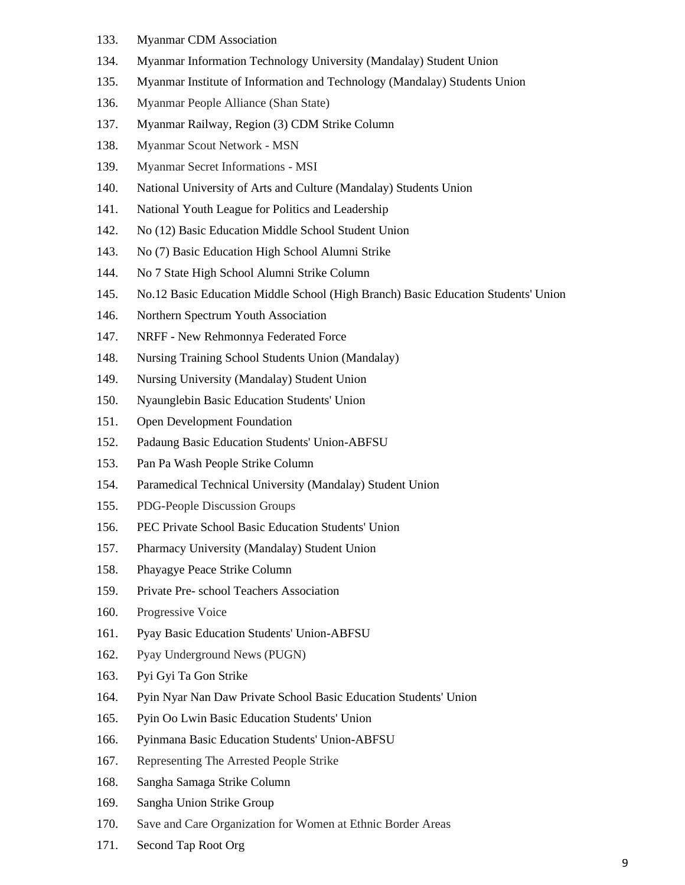133. Myanmar CDM Association
134. Myanmar Information Technology University (Mandalay) Student Union
135. Myanmar Institute of Information and Technology (Mandalay) Students Union
136. Myanmar People Alliance (Shan State)
137. Myanmar Railway, Region (3) CDM Strike Column
138. Myanmar Scout Network - MSN
139. Myanmar Secret Informations - MSI
140. National University of Arts and Culture (Mandalay) Students Union
141. National Youth League for Politics and Leadership
142. No (12) Basic Education Middle School Student Union
143. No (7) Basic Education High School Alumni Strike
144. No 7 State High School Alumni Strike Column
145. No.12 Basic Education Middle School (High Branch) Basic Education Students' Union
146. Northern Spectrum Youth Association
147. NRFF - New Rehmonnya Federated Force
148. Nursing Training School Students Union (Mandalay)
149. Nursing University (Mandalay) Student Union
150. Nyaunglebin Basic Education Students' Union
151. Open Development Foundation
152. Padaung Basic Education Students' Union-ABFSU
153. Pan Pa Wash People Strike Column
154. Paramedical Technical University (Mandalay) Student Union
155. PDG-People Discussion Groups
156. PEC Private School Basic Education Students' Union
157. Pharmacy University (Mandalay) Student Union
158. Phayagye Peace Strike Column
159. Private Pre- school Teachers Association
160. Progressive Voice
161. Pyay Basic Education Students' Union-ABFSU
162. Pyay Underground News (PUGN)
163. Pyi Gyi Ta Gon Strike
164. Pyin Nyar Nan Daw Private School Basic Education Students' Union
165. Pyin Oo Lwin Basic Education Students' Union
166. Pyinmana Basic Education Students' Union-ABFSU
167. Representing The Arrested People Strike
168. Sangha Samaga Strike Column
169. Sangha Union Strike Group
170. Save and Care Organization for Women at Ethnic Border Areas
171. Second Tap Root Org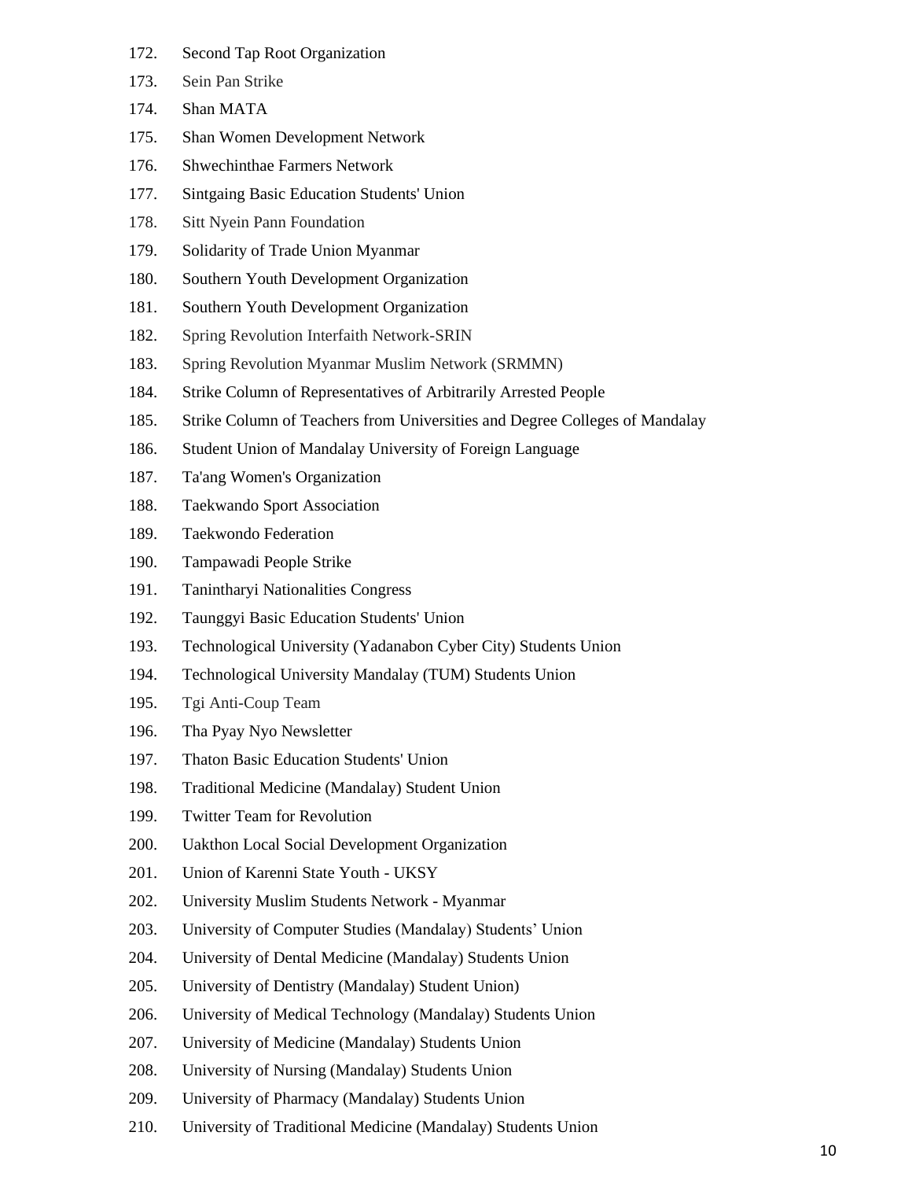172. Second Tap Root Organization
173. Sein Pan Strike
174. Shan MATA
175. Shan Women Development Network
176. Shwechinthae Farmers Network
177. Sintgaing Basic Education Students' Union
178. Sitt Nyein Pann Foundation
179. Solidarity of Trade Union Myanmar
180. Southern Youth Development Organization
181. Southern Youth Development Organization
182. Spring Revolution Interfaith Network-SRIN
183. Spring Revolution Myanmar Muslim Network (SRMMN)
184. Strike Column of Representatives of Arbitrarily Arrested People
185. Strike Column of Teachers from Universities and Degree Colleges of Mandalay
186. Student Union of Mandalay University of Foreign Language
187. Ta'ang Women's Organization
188. Taekwando Sport Association
189. Taekwondo Federation
190. Tampawadi People Strike
191. Tanintharyi Nationalities Congress
192. Taunggyi Basic Education Students' Union
193. Technological University (Yadanabon Cyber City) Students Union
194. Technological University Mandalay (TUM) Students Union
195. Tgi Anti-Coup Team
196. Tha Pyay Nyo Newsletter
197. Thaton Basic Education Students' Union
198. Traditional Medicine (Mandalay) Student Union
199. Twitter Team for Revolution
200. Uakthon Local Social Development Organization
201. Union of Karenni State Youth - UKSY
202. University Muslim Students Network - Myanmar
203. University of Computer Studies (Mandalay) Students' Union
204. University of Dental Medicine (Mandalay) Students Union
205. University of Dentistry (Mandalay) Student Union)
206. University of Medical Technology (Mandalay) Students Union
207. University of Medicine (Mandalay) Students Union
208. University of Nursing (Mandalay) Students Union
209. University of Pharmacy (Mandalay) Students Union
210. University of Traditional Medicine (Mandalay) Students Union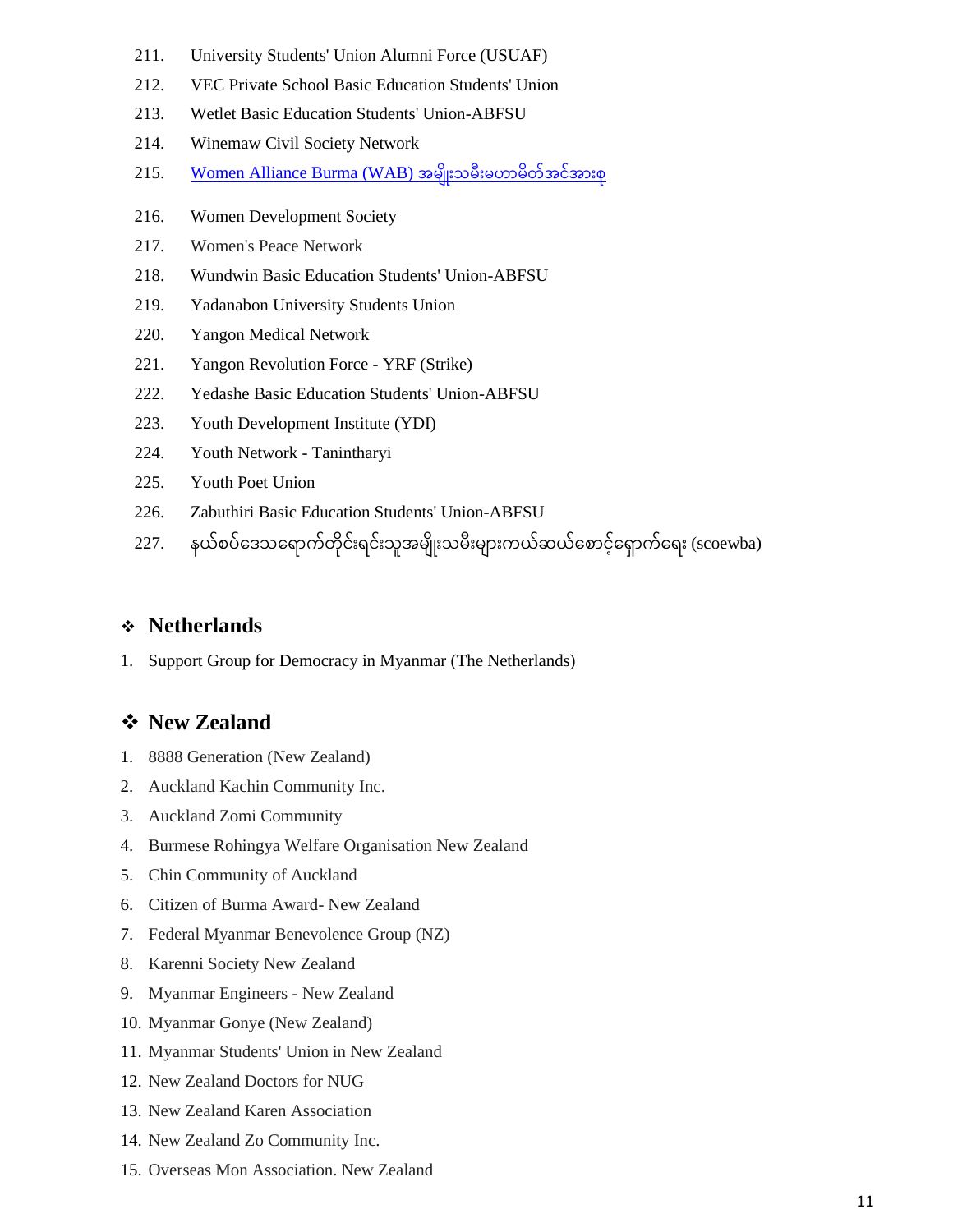211. University Students' Union Alumni Force (USUAF)
212. VEC Private School Basic Education Students' Union
213. Wetlet Basic Education Students' Union-ABFSU
214. Winemaw Civil Society Network
215. Women Alliance Burma (WAB) အမျိုးသမီးမဟာမိတ်အင်အားစု
216. Women Development Society
217. Women's Peace Network
218. Wundwin Basic Education Students' Union-ABFSU
219. Yadanabon University Students Union
220. Yangon Medical Network
221. Yangon Revolution Force - YRF (Strike)
222. Yedashe Basic Education Students' Union-ABFSU
223. Youth Development Institute (YDI)
224. Youth Network - Tanintharyi
225. Youth Poet Union
226. Zabuthiri Basic Education Students' Union-ABFSU
227. နယ်စပ်ဒေသရောက်တိုင်းရင်းသူအမျိုးသမီးများကယ်ဆယ်စောင့်ရှောက်ရေး (scoewba)

## ❖ Netherlands

1. Support Group for Democracy in Myanmar (The Netherlands)

## ❖ New Zealand

1. 8888 Generation (New Zealand)
2. Auckland Kachin Community Inc.
3. Auckland Zomi Community
4. Burmese Rohingya Welfare Organisation New Zealand
5. Chin Community of Auckland
6. Citizen of Burma Award- New Zealand
7. Federal Myanmar Benevolence Group (NZ)
8. Karenni Society New Zealand
9. Myanmar Engineers - New Zealand
10. Myanmar Gonye (New Zealand)
11. Myanmar Students' Union in New Zealand
12. New Zealand Doctors for NUG
13. New Zealand Karen Association
14. New Zealand Zo Community Inc.
15. Overseas Mon Association. New Zealand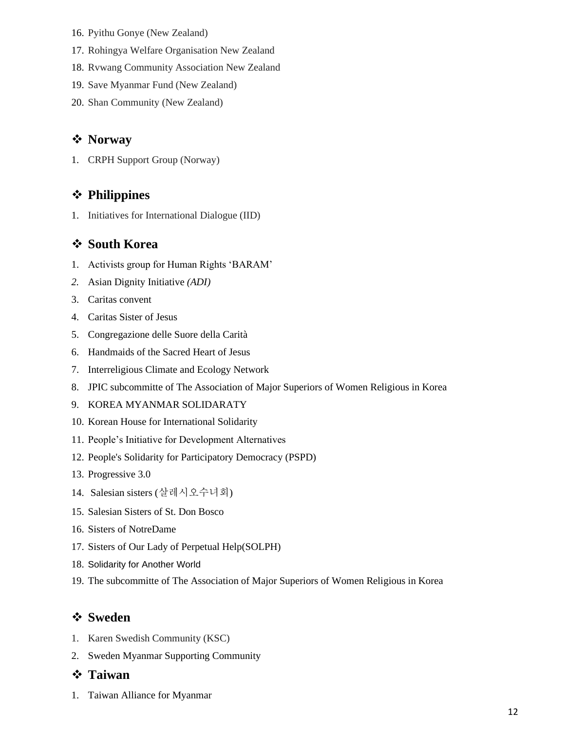16. Pyithu Gonye (New Zealand)
17. Rohingya Welfare Organisation New Zealand
18. Rvwang Community Association New Zealand
19. Save Myanmar Fund (New Zealand)
20. Shan Community (New Zealand)

## ❖ Norway

1. CRPH Support Group (Norway)

## ❖ Philippines

1. Initiatives for International Dialogue (IID)

## ❖ South Korea

1. Activists group for Human Rights ‘BARAM’
2. Asian Dignity Initiative *(ADI)*
3. Caritas convent
4. Caritas Sister of Jesus
5. Congregazione delle Suore della Carità
6. Handmaids of the Sacred Heart of Jesus
7. Interreligious Climate and Ecology Network
8. JPIC subcommitte of The Association of Major Superiors of Women Religious in Korea
9. KOREA MYANMAR SOLIDARATY
10. Korean House for International Solidarity
11. People’s Initiative for Development Alternatives
12. People's Solidarity for Participatory Democracy (PSPD)
13. Progressive 3.0
14. Salesian sisters (살레시오수녀회)
15. Salesian Sisters of St. Don Bosco
16. Sisters of NotreDame
17. Sisters of Our Lady of Perpetual Help(SOLPH)
18. Solidarity for Another World
19. The subcommitte of The Association of Major Superiors of Women Religious in Korea

## ❖ Sweden

1. Karen Swedish Community (KSC)
2. Sweden Myanmar Supporting Community

## ❖ Taiwan

1. Taiwan Alliance for Myanmar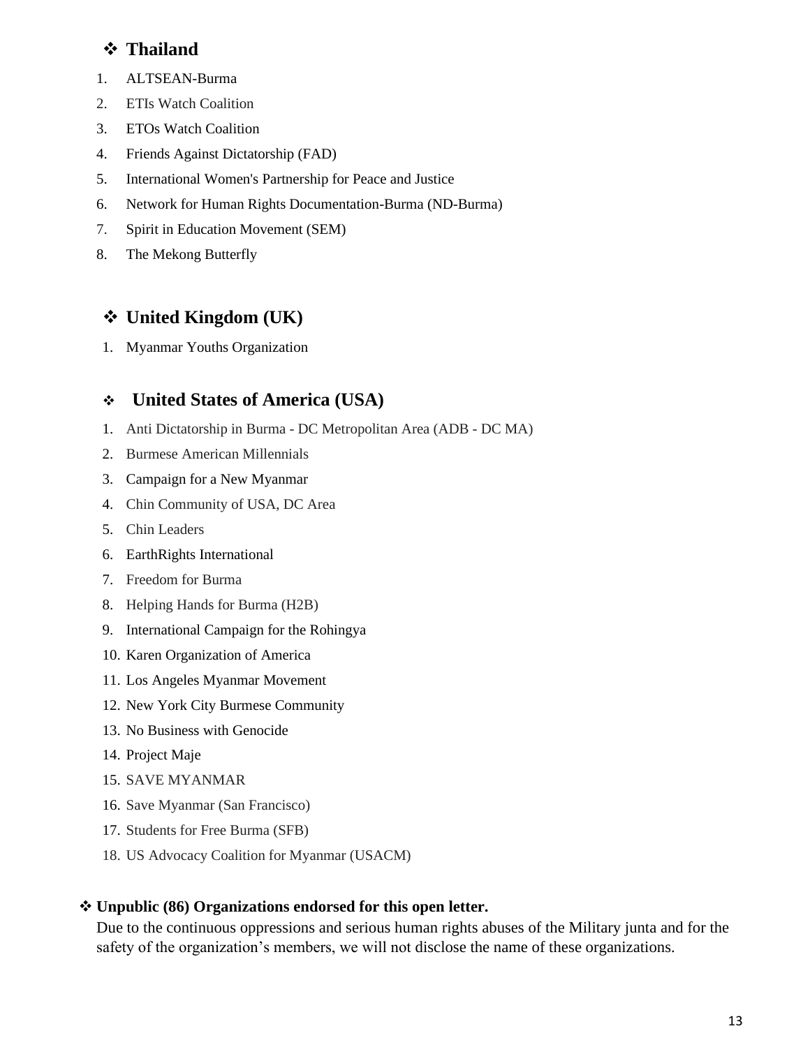## ❖ Thailand

1. ALTSEAN-Burma
2. ETIs Watch Coalition
3. ETOs Watch Coalition
4. Friends Against Dictatorship (FAD)
5. International Women's Partnership for Peace and Justice
6. Network for Human Rights Documentation-Burma (ND-Burma)
7. Spirit in Education Movement (SEM)
8. The Mekong Butterfly

## ❖ United Kingdom (UK)

1. Myanmar Youths Organization

## ❖ United States of America (USA)

1. Anti Dictatorship in Burma - DC Metropolitan Area (ADB - DC MA)
2. Burmese American Millennials
3. Campaign for a New Myanmar
4. Chin Community of USA, DC Area
5. Chin Leaders
6. EarthRights International
7. Freedom for Burma
8. Helping Hands for Burma (H2B)
9. International Campaign for the Rohingya
10. Karen Organization of America
11. Los Angeles Myanmar Movement
12. New York City Burmese Community
13. No Business with Genocide
14. Project Maje
15. SAVE MYANMAR
16. Save Myanmar (San Francisco)
17. Students for Free Burma (SFB)
18. US Advocacy Coalition for Myanmar (USACM)

**❖ Unpublic (86) Organizations endorsed for this open letter.**

Due to the continuous oppressions and serious human rights abuses of the Military junta and for the safety of the organization's members, we will not disclose the name of these organizations.